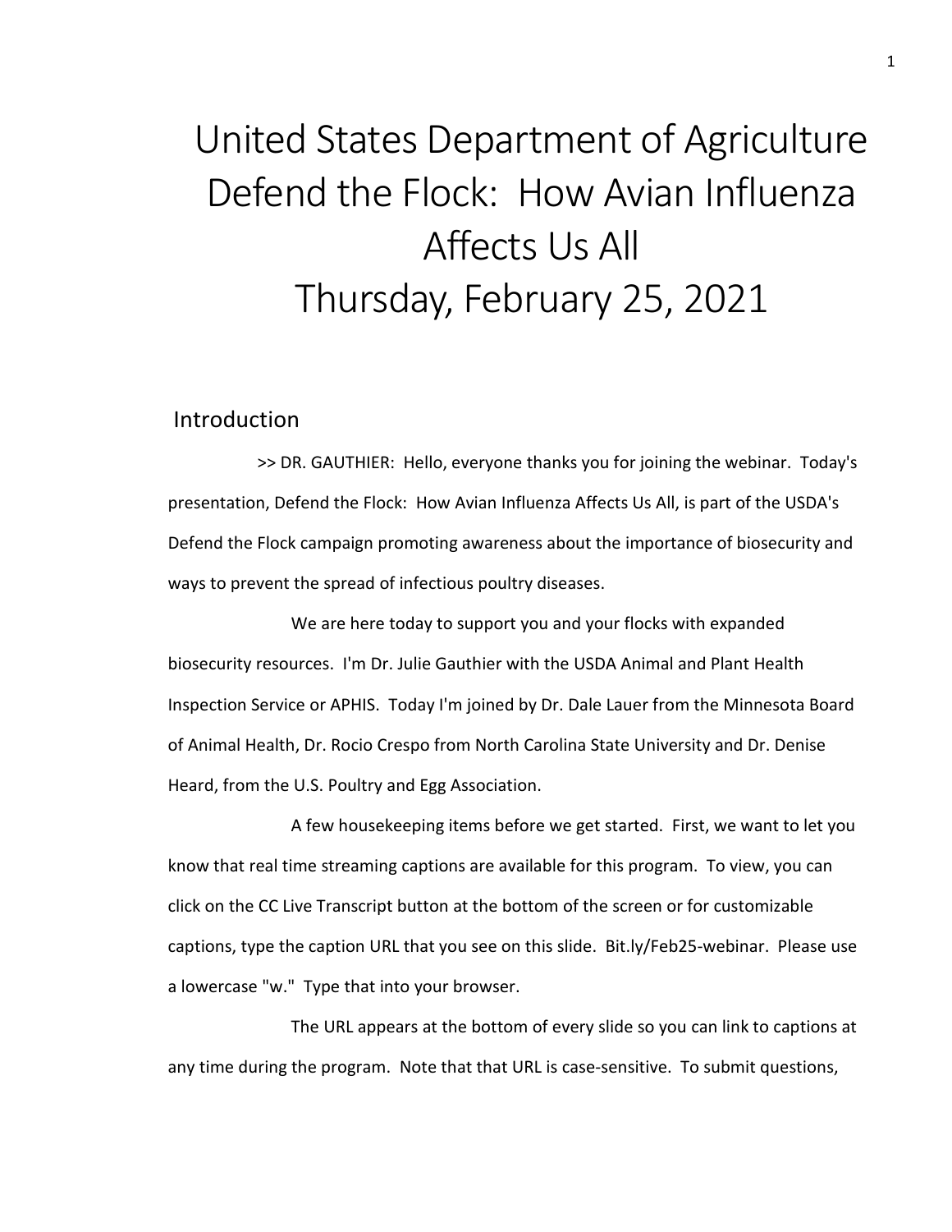# United States Department of Agriculture Defend the Flock: How Avian Influenza Affects Us All Thursday, February 25, 2021

## Introduction

>> DR. GAUTHIER: Hello, everyone thanks you for joining the webinar. Today's presentation, Defend the Flock: How Avian Influenza Affects Us All, is part of the USDA's Defend the Flock campaign promoting awareness about the importance of biosecurity and ways to prevent the spread of infectious poultry diseases.

We are here today to support you and your flocks with expanded biosecurity resources. I'm Dr. Julie Gauthier with the USDA Animal and Plant Health Inspection Service or APHIS. Today I'm joined by Dr. Dale Lauer from the Minnesota Board of Animal Health, Dr. Rocio Crespo from North Carolina State University and Dr. Denise Heard, from the U.S. Poultry and Egg Association.

A few housekeeping items before we get started. First, we want to let you know that real time streaming captions are available for this program. To view, you can click on the CC Live Transcript button at the bottom of the screen or for customizable captions, type the caption URL that you see on this slide. Bit.ly/Feb25-webinar. Please use a lowercase "w." Type that into your browser.

The URL appears at the bottom of every slide so you can link to captions at any time during the program. Note that that URL is case-sensitive. To submit questions,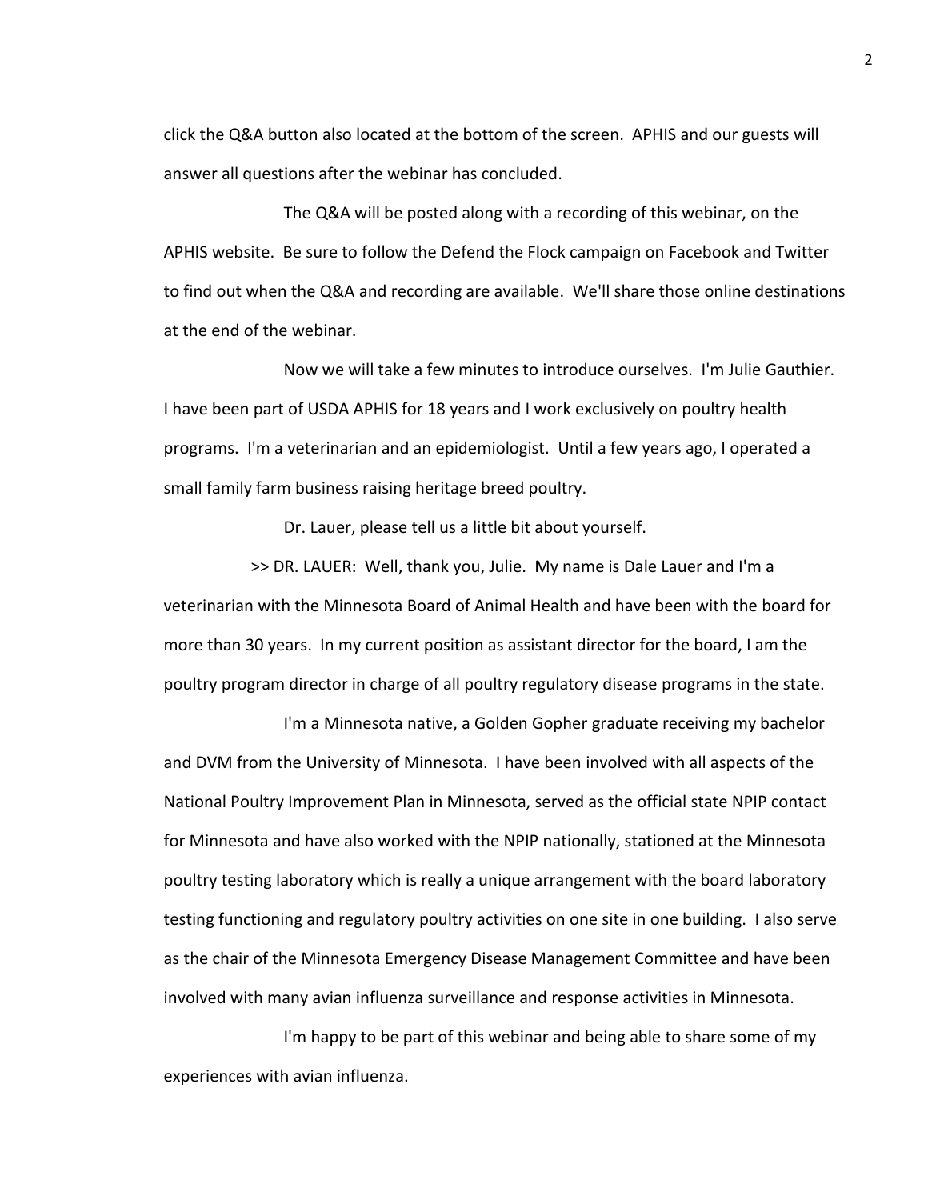click the Q&A button also located at the bottom of the screen. APHIS and our guests will answer all questions after the webinar has concluded.

The Q&A will be posted along with a recording of this webinar, on the APHIS website. Be sure to follow the Defend the Flock campaign on Facebook and Twitter to find out when the Q&A and recording are available. We'll share those online destinations at the end of the webinar.

Now we will take a few minutes to introduce ourselves. I'm Julie Gauthier. I have been part of USDA APHIS for 18 years and I work exclusively on poultry health programs. I'm a veterinarian and an epidemiologist. Until a few years ago, I operated a small family farm business raising heritage breed poultry.

Dr. Lauer, please tell us a little bit about yourself.

>> DR. LAUER: Well, thank you, Julie. My name is Dale Lauer and I'm a veterinarian with the Minnesota Board of Animal Health and have been with the board for more than 30 years. In my current position as assistant director for the board, I am the poultry program director in charge of all poultry regulatory disease programs in the state.

I'm a Minnesota native, a Golden Gopher graduate receiving my bachelor and DVM from the University of Minnesota. I have been involved with all aspects of the National Poultry Improvement Plan in Minnesota, served as the official state NPIP contact for Minnesota and have also worked with the NPIP nationally, stationed at the Minnesota poultry testing laboratory which is really a unique arrangement with the board laboratory testing functioning and regulatory poultry activities on one site in one building. I also serve as the chair of the Minnesota Emergency Disease Management Committee and have been involved with many avian influenza surveillance and response activities in Minnesota.

I'm happy to be part of this webinar and being able to share some of my experiences with avian influenza.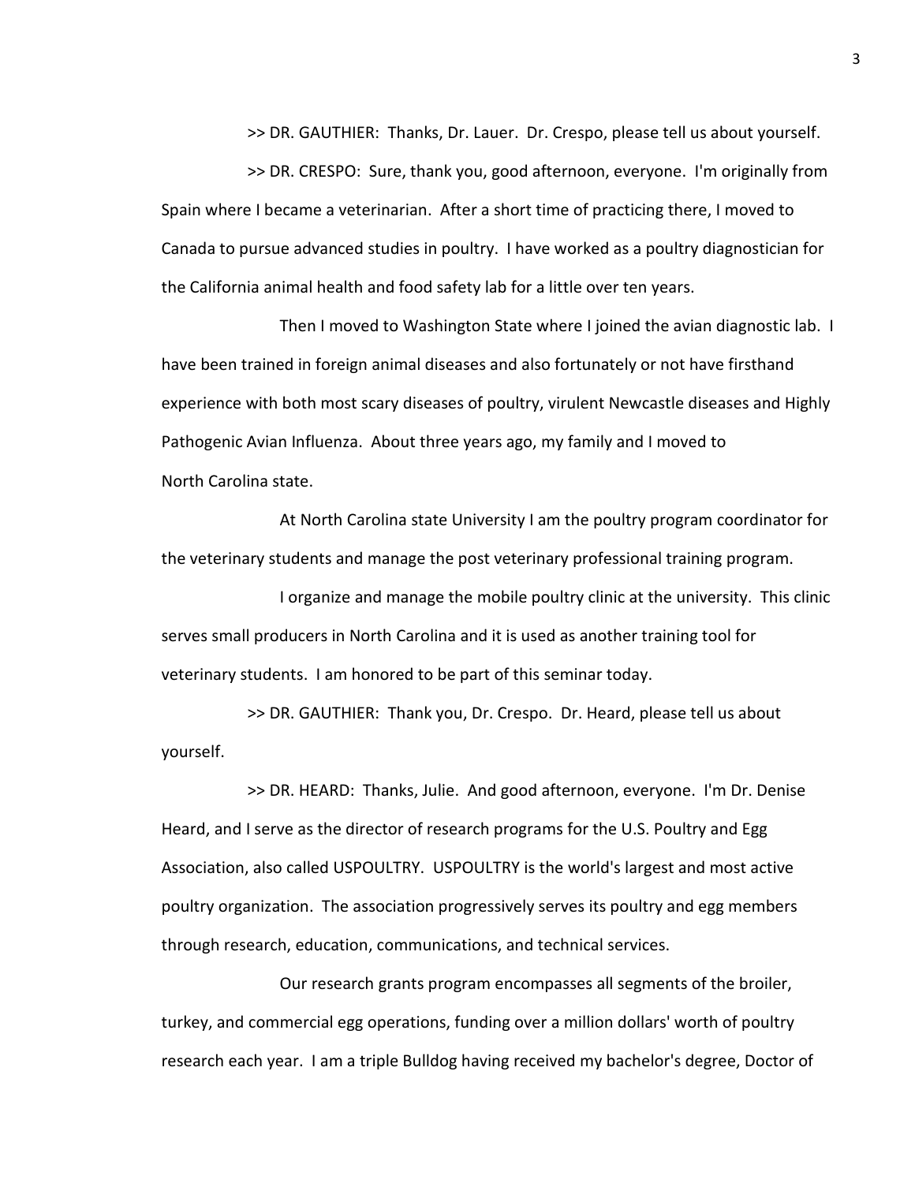>> DR. GAUTHIER: Thanks, Dr. Lauer. Dr. Crespo, please tell us about yourself.

>> DR. CRESPO: Sure, thank you, good afternoon, everyone. I'm originally from Spain where I became a veterinarian. After a short time of practicing there, I moved to Canada to pursue advanced studies in poultry. I have worked as a poultry diagnostician for the California animal health and food safety lab for a little over ten years.

Then I moved to Washington State where I joined the avian diagnostic lab. I have been trained in foreign animal diseases and also fortunately or not have firsthand experience with both most scary diseases of poultry, virulent Newcastle diseases and Highly Pathogenic Avian Influenza. About three years ago, my family and I moved to North Carolina state.

At North Carolina state University I am the poultry program coordinator for the veterinary students and manage the post veterinary professional training program.

I organize and manage the mobile poultry clinic at the university. This clinic serves small producers in North Carolina and it is used as another training tool for veterinary students. I am honored to be part of this seminar today.

>> DR. GAUTHIER: Thank you, Dr. Crespo. Dr. Heard, please tell us about yourself.

>> DR. HEARD: Thanks, Julie. And good afternoon, everyone. I'm Dr. Denise Heard, and I serve as the director of research programs for the U.S. Poultry and Egg Association, also called USPOULTRY. USPOULTRY is the world's largest and most active poultry organization. The association progressively serves its poultry and egg members through research, education, communications, and technical services.

Our research grants program encompasses all segments of the broiler, turkey, and commercial egg operations, funding over a million dollars' worth of poultry research each year. I am a triple Bulldog having received my bachelor's degree, Doctor of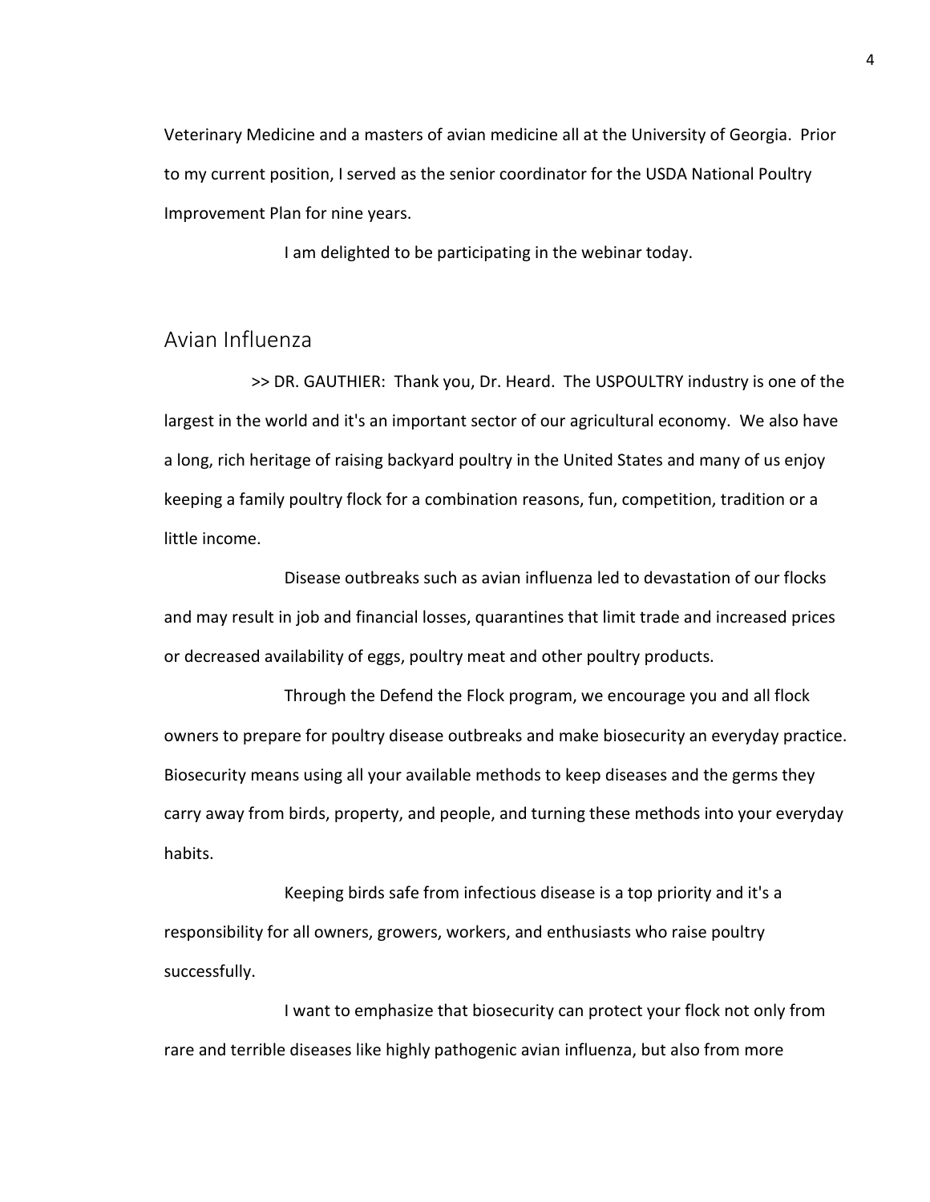Veterinary Medicine and a masters of avian medicine all at the University of Georgia. Prior to my current position, I served as the senior coordinator for the USDA National Poultry Improvement Plan for nine years.

I am delighted to be participating in the webinar today.

## Avian Influenza

>> DR. GAUTHIER: Thank you, Dr. Heard. The USPOULTRY industry is one of the largest in the world and it's an important sector of our agricultural economy. We also have a long, rich heritage of raising backyard poultry in the United States and many of us enjoy keeping a family poultry flock for a combination reasons, fun, competition, tradition or a little income.

Disease outbreaks such as avian influenza led to devastation of our flocks and may result in job and financial losses, quarantines that limit trade and increased prices or decreased availability of eggs, poultry meat and other poultry products.

Through the Defend the Flock program, we encourage you and all flock owners to prepare for poultry disease outbreaks and make biosecurity an everyday practice. Biosecurity means using all your available methods to keep diseases and the germs they carry away from birds, property, and people, and turning these methods into your everyday habits.

Keeping birds safe from infectious disease is a top priority and it's a responsibility for all owners, growers, workers, and enthusiasts who raise poultry successfully.

I want to emphasize that biosecurity can protect your flock not only from rare and terrible diseases like highly pathogenic avian influenza, but also from more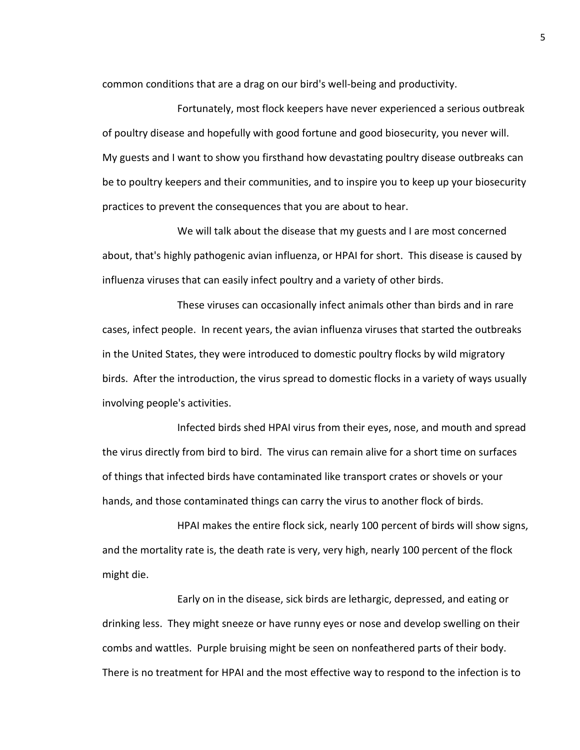common conditions that are a drag on our bird's well-being and productivity.

Fortunately, most flock keepers have never experienced a serious outbreak of poultry disease and hopefully with good fortune and good biosecurity, you never will. My guests and I want to show you firsthand how devastating poultry disease outbreaks can be to poultry keepers and their communities, and to inspire you to keep up your biosecurity practices to prevent the consequences that you are about to hear.

We will talk about the disease that my guests and I are most concerned about, that's highly pathogenic avian influenza, or HPAI for short. This disease is caused by influenza viruses that can easily infect poultry and a variety of other birds.

These viruses can occasionally infect animals other than birds and in rare cases, infect people. In recent years, the avian influenza viruses that started the outbreaks in the United States, they were introduced to domestic poultry flocks by wild migratory birds. After the introduction, the virus spread to domestic flocks in a variety of ways usually involving people's activities.

Infected birds shed HPAI virus from their eyes, nose, and mouth and spread the virus directly from bird to bird. The virus can remain alive for a short time on surfaces of things that infected birds have contaminated like transport crates or shovels or your hands, and those contaminated things can carry the virus to another flock of birds.

HPAI makes the entire flock sick, nearly 100 percent of birds will show signs, and the mortality rate is, the death rate is very, very high, nearly 100 percent of the flock might die.

Early on in the disease, sick birds are lethargic, depressed, and eating or drinking less. They might sneeze or have runny eyes or nose and develop swelling on their combs and wattles. Purple bruising might be seen on nonfeathered parts of their body. There is no treatment for HPAI and the most effective way to respond to the infection is to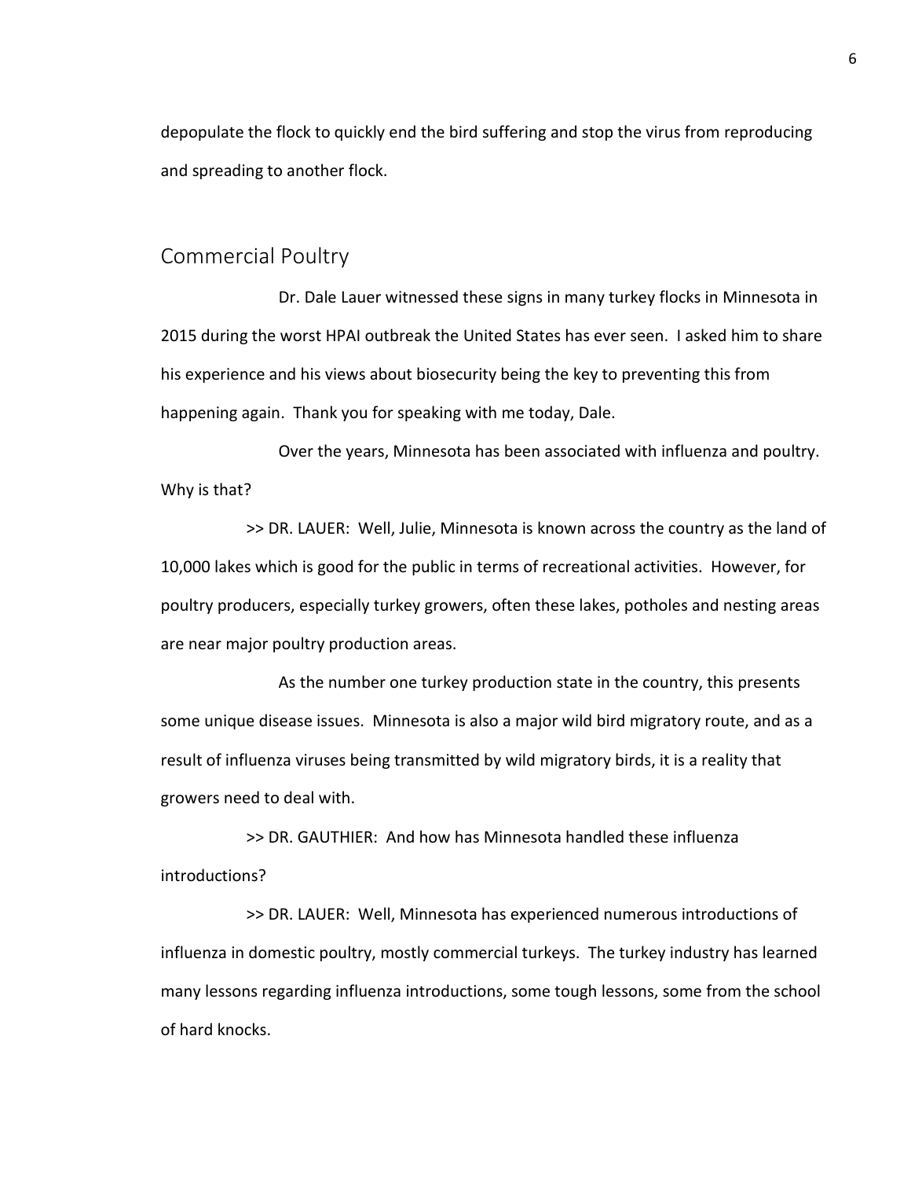depopulate the flock to quickly end the bird suffering and stop the virus from reproducing and spreading to another flock.

## Commercial Poultry

Dr. Dale Lauer witnessed these signs in many turkey flocks in Minnesota in 2015 during the worst HPAI outbreak the United States has ever seen. I asked him to share his experience and his views about biosecurity being the key to preventing this from happening again. Thank you for speaking with me today, Dale.

Over the years, Minnesota has been associated with influenza and poultry. Why is that?

>> DR. LAUER: Well, Julie, Minnesota is known across the country as the land of 10,000 lakes which is good for the public in terms of recreational activities. However, for poultry producers, especially turkey growers, often these lakes, potholes and nesting areas are near major poultry production areas.

As the number one turkey production state in the country, this presents some unique disease issues. Minnesota is also a major wild bird migratory route, and as a result of influenza viruses being transmitted by wild migratory birds, it is a reality that growers need to deal with.

>> DR. GAUTHIER: And how has Minnesota handled these influenza introductions?

>> DR. LAUER: Well, Minnesota has experienced numerous introductions of influenza in domestic poultry, mostly commercial turkeys. The turkey industry has learned many lessons regarding influenza introductions, some tough lessons, some from the school of hard knocks.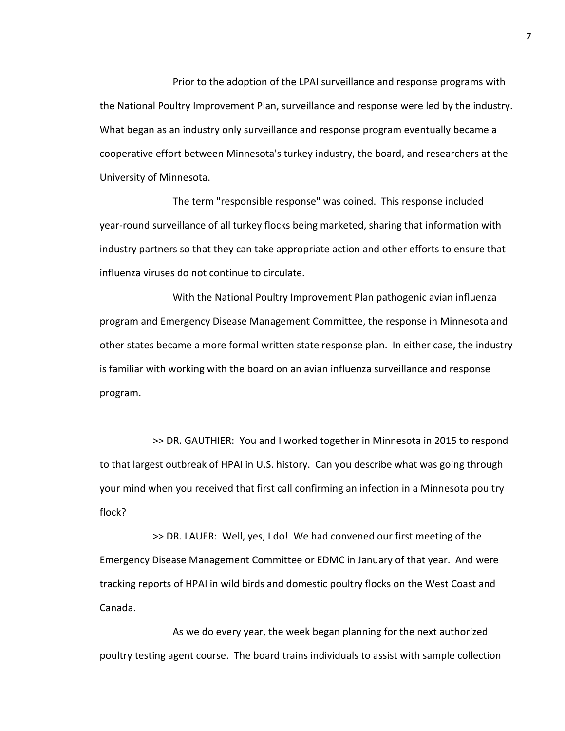Prior to the adoption of the LPAI surveillance and response programs with the National Poultry Improvement Plan, surveillance and response were led by the industry. What began as an industry only surveillance and response program eventually became a cooperative effort between Minnesota's turkey industry, the board, and researchers at the University of Minnesota.

The term "responsible response" was coined. This response included year-round surveillance of all turkey flocks being marketed, sharing that information with industry partners so that they can take appropriate action and other efforts to ensure that influenza viruses do not continue to circulate.

With the National Poultry Improvement Plan pathogenic avian influenza program and Emergency Disease Management Committee, the response in Minnesota and other states became a more formal written state response plan. In either case, the industry is familiar with working with the board on an avian influenza surveillance and response program.

>> DR. GAUTHIER: You and I worked together in Minnesota in 2015 to respond to that largest outbreak of HPAI in U.S. history. Can you describe what was going through your mind when you received that first call confirming an infection in a Minnesota poultry flock?

>> DR. LAUER: Well, yes, I do! We had convened our first meeting of the Emergency Disease Management Committee or EDMC in January of that year. And were tracking reports of HPAI in wild birds and domestic poultry flocks on the West Coast and Canada.

As we do every year, the week began planning for the next authorized poultry testing agent course. The board trains individuals to assist with sample collection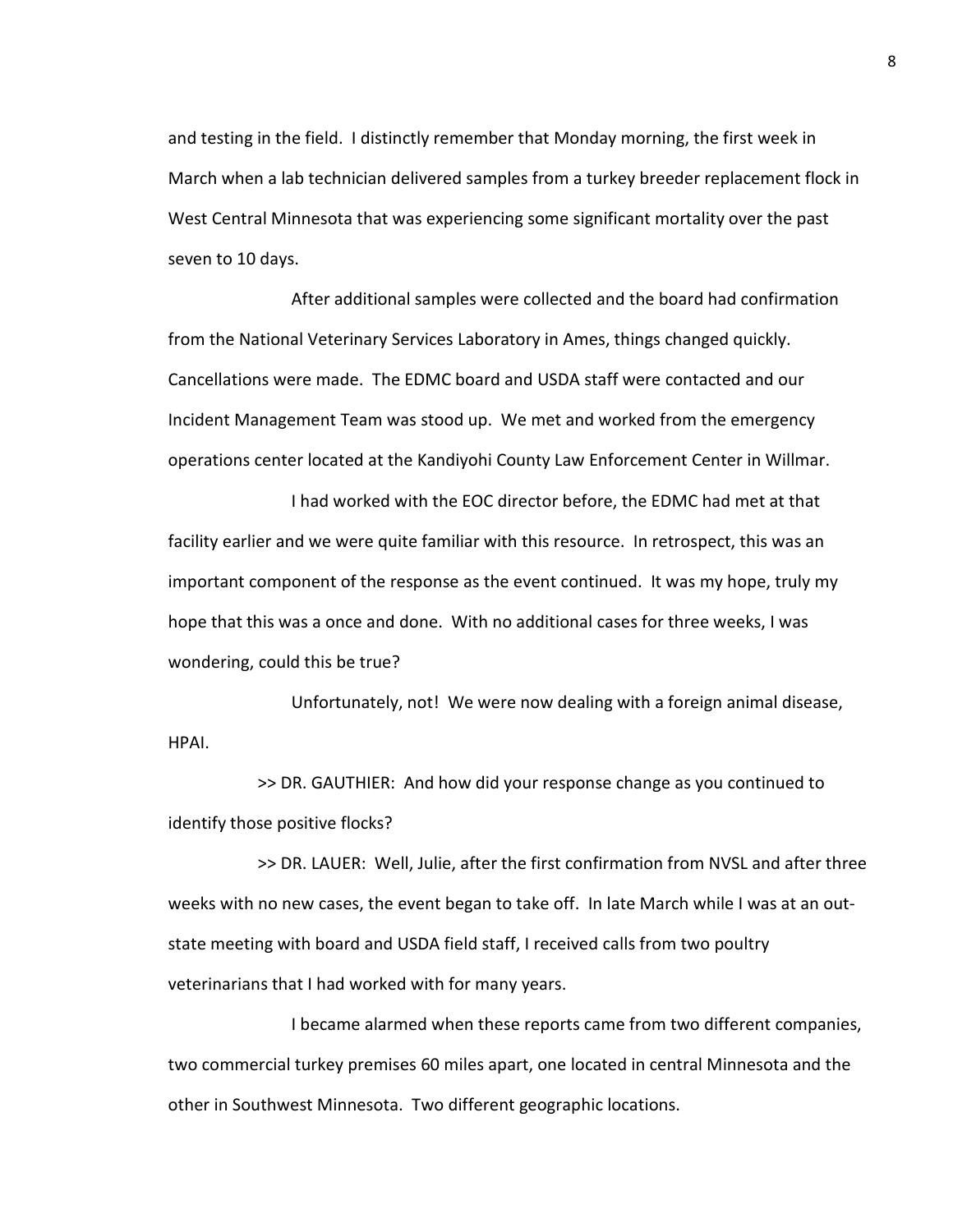and testing in the field. I distinctly remember that Monday morning, the first week in March when a lab technician delivered samples from a turkey breeder replacement flock in West Central Minnesota that was experiencing some significant mortality over the past seven to 10 days.

After additional samples were collected and the board had confirmation from the National Veterinary Services Laboratory in Ames, things changed quickly. Cancellations were made. The EDMC board and USDA staff were contacted and our Incident Management Team was stood up. We met and worked from the emergency operations center located at the Kandiyohi County Law Enforcement Center in Willmar.

I had worked with the EOC director before, the EDMC had met at that facility earlier and we were quite familiar with this resource. In retrospect, this was an important component of the response as the event continued. It was my hope, truly my hope that this was a once and done. With no additional cases for three weeks, I was wondering, could this be true?

Unfortunately, not! We were now dealing with a foreign animal disease, HPAI.

>> DR. GAUTHIER: And how did your response change as you continued to identify those positive flocks?

>> DR. LAUER: Well, Julie, after the first confirmation from NVSL and after three weeks with no new cases, the event began to take off. In late March while I was at an out-state meeting with board and USDA field staff, I received calls from two poultry veterinarians that I had worked with for many years.

I became alarmed when these reports came from two different companies, two commercial turkey premises 60 miles apart, one located in central Minnesota and the other in Southwest Minnesota. Two different geographic locations.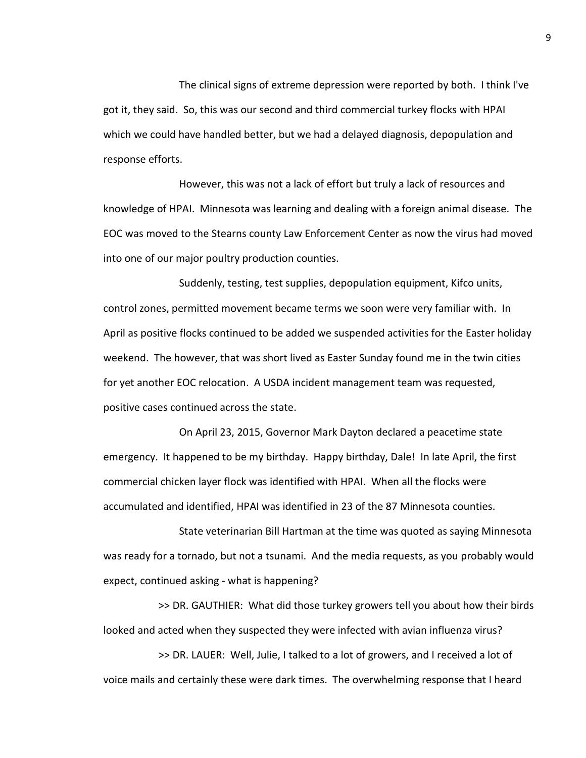The clinical signs of extreme depression were reported by both. I think I've got it, they said. So, this was our second and third commercial turkey flocks with HPAI which we could have handled better, but we had a delayed diagnosis, depopulation and response efforts.

However, this was not a lack of effort but truly a lack of resources and knowledge of HPAI. Minnesota was learning and dealing with a foreign animal disease. The EOC was moved to the Stearns county Law Enforcement Center as now the virus had moved into one of our major poultry production counties.

Suddenly, testing, test supplies, depopulation equipment, Kifco units, control zones, permitted movement became terms we soon were very familiar with. In April as positive flocks continued to be added we suspended activities for the Easter holiday weekend. The however, that was short lived as Easter Sunday found me in the twin cities for yet another EOC relocation. A USDA incident management team was requested, positive cases continued across the state.

On April 23, 2015, Governor Mark Dayton declared a peacetime state emergency. It happened to be my birthday. Happy birthday, Dale! In late April, the first commercial chicken layer flock was identified with HPAI. When all the flocks were accumulated and identified, HPAI was identified in 23 of the 87 Minnesota counties.

State veterinarian Bill Hartman at the time was quoted as saying Minnesota was ready for a tornado, but not a tsunami. And the media requests, as you probably would expect, continued asking - what is happening?

>> DR. GAUTHIER: What did those turkey growers tell you about how their birds looked and acted when they suspected they were infected with avian influenza virus?

>> DR. LAUER: Well, Julie, I talked to a lot of growers, and I received a lot of voice mails and certainly these were dark times. The overwhelming response that I heard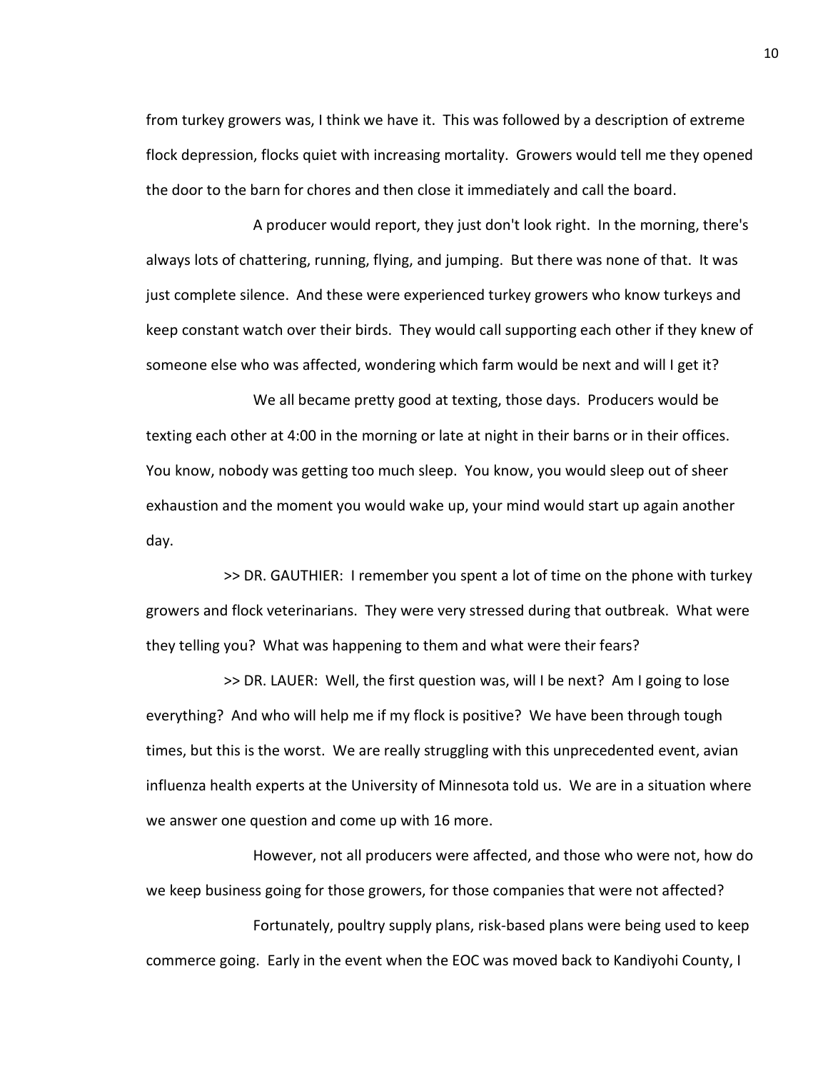from turkey growers was, I think we have it. This was followed by a description of extreme flock depression, flocks quiet with increasing mortality. Growers would tell me they opened the door to the barn for chores and then close it immediately and call the board.

A producer would report, they just don't look right. In the morning, there's always lots of chattering, running, flying, and jumping. But there was none of that. It was just complete silence. And these were experienced turkey growers who know turkeys and keep constant watch over their birds. They would call supporting each other if they knew of someone else who was affected, wondering which farm would be next and will I get it?

We all became pretty good at texting, those days. Producers would be texting each other at 4:00 in the morning or late at night in their barns or in their offices. You know, nobody was getting too much sleep. You know, you would sleep out of sheer exhaustion and the moment you would wake up, your mind would start up again another day.

>> DR. GAUTHIER: I remember you spent a lot of time on the phone with turkey growers and flock veterinarians. They were very stressed during that outbreak. What were they telling you? What was happening to them and what were their fears?

>> DR. LAUER: Well, the first question was, will I be next? Am I going to lose everything? And who will help me if my flock is positive? We have been through tough times, but this is the worst. We are really struggling with this unprecedented event, avian influenza health experts at the University of Minnesota told us. We are in a situation where we answer one question and come up with 16 more.

However, not all producers were affected, and those who were not, how do we keep business going for those growers, for those companies that were not affected?

Fortunately, poultry supply plans, risk-based plans were being used to keep commerce going. Early in the event when the EOC was moved back to Kandiyohi County, I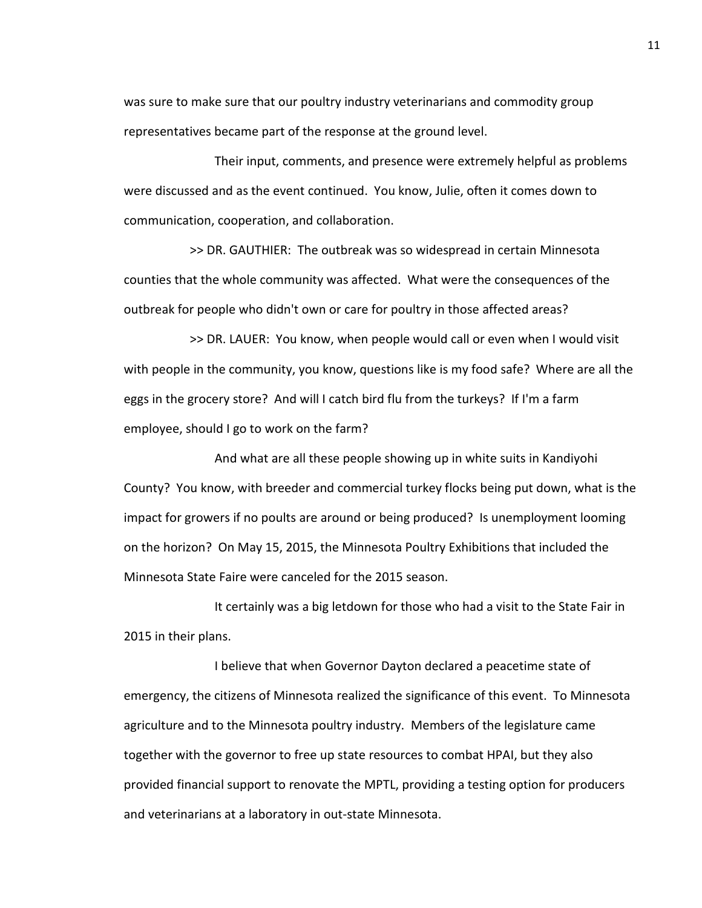was sure to make sure that our poultry industry veterinarians and commodity group representatives became part of the response at the ground level.

Their input, comments, and presence were extremely helpful as problems were discussed and as the event continued. You know, Julie, often it comes down to communication, cooperation, and collaboration.

>> DR. GAUTHIER: The outbreak was so widespread in certain Minnesota counties that the whole community was affected. What were the consequences of the outbreak for people who didn't own or care for poultry in those affected areas?

>> DR. LAUER: You know, when people would call or even when I would visit with people in the community, you know, questions like is my food safe? Where are all the eggs in the grocery store? And will I catch bird flu from the turkeys? If I'm a farm employee, should I go to work on the farm?

And what are all these people showing up in white suits in Kandiyohi County? You know, with breeder and commercial turkey flocks being put down, what is the impact for growers if no poults are around or being produced? Is unemployment looming on the horizon? On May 15, 2015, the Minnesota Poultry Exhibitions that included the Minnesota State Faire were canceled for the 2015 season.

It certainly was a big letdown for those who had a visit to the State Fair in 2015 in their plans.

I believe that when Governor Dayton declared a peacetime state of emergency, the citizens of Minnesota realized the significance of this event. To Minnesota agriculture and to the Minnesota poultry industry. Members of the legislature came together with the governor to free up state resources to combat HPAI, but they also provided financial support to renovate the MPTL, providing a testing option for producers and veterinarians at a laboratory in out-state Minnesota.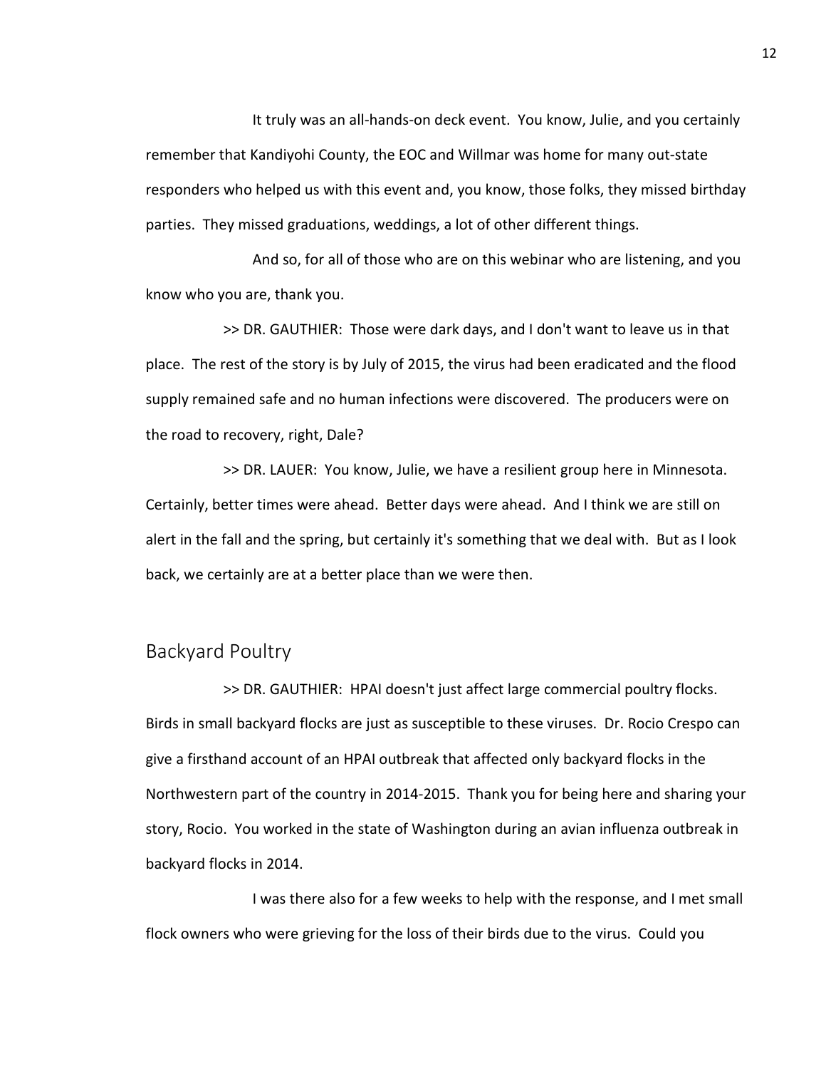It truly was an all-hands-on deck event. You know, Julie, and you certainly remember that Kandiyohi County, the EOC and Willmar was home for many out-state responders who helped us with this event and, you know, those folks, they missed birthday parties. They missed graduations, weddings, a lot of other different things.

And so, for all of those who are on this webinar who are listening, and you know who you are, thank you.

>> DR. GAUTHIER: Those were dark days, and I don't want to leave us in that place. The rest of the story is by July of 2015, the virus had been eradicated and the flood supply remained safe and no human infections were discovered. The producers were on the road to recovery, right, Dale?

>> DR. LAUER: You know, Julie, we have a resilient group here in Minnesota. Certainly, better times were ahead. Better days were ahead. And I think we are still on alert in the fall and the spring, but certainly it's something that we deal with. But as I look back, we certainly are at a better place than we were then.

## Backyard Poultry

>> DR. GAUTHIER: HPAI doesn't just affect large commercial poultry flocks. Birds in small backyard flocks are just as susceptible to these viruses. Dr. Rocio Crespo can give a firsthand account of an HPAI outbreak that affected only backyard flocks in the Northwestern part of the country in 2014-2015. Thank you for being here and sharing your story, Rocio. You worked in the state of Washington during an avian influenza outbreak in backyard flocks in 2014.

I was there also for a few weeks to help with the response, and I met small flock owners who were grieving for the loss of their birds due to the virus. Could you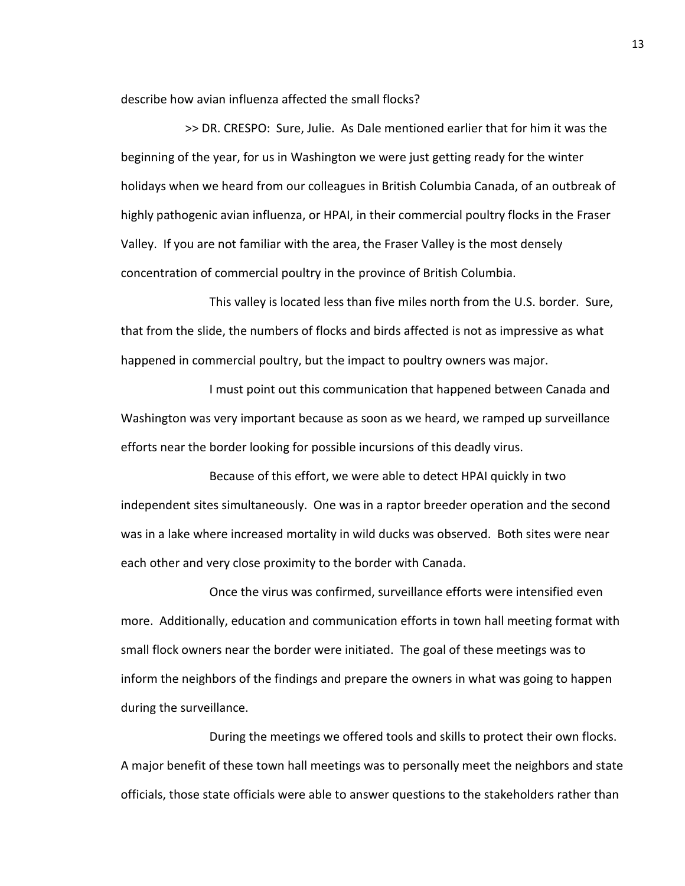describe how avian influenza affected the small flocks?

>> DR. CRESPO: Sure, Julie. As Dale mentioned earlier that for him it was the beginning of the year, for us in Washington we were just getting ready for the winter holidays when we heard from our colleagues in British Columbia Canada, of an outbreak of highly pathogenic avian influenza, or HPAI, in their commercial poultry flocks in the Fraser Valley. If you are not familiar with the area, the Fraser Valley is the most densely concentration of commercial poultry in the province of British Columbia.

This valley is located less than five miles north from the U.S. border. Sure, that from the slide, the numbers of flocks and birds affected is not as impressive as what happened in commercial poultry, but the impact to poultry owners was major.

I must point out this communication that happened between Canada and Washington was very important because as soon as we heard, we ramped up surveillance efforts near the border looking for possible incursions of this deadly virus.

Because of this effort, we were able to detect HPAI quickly in two independent sites simultaneously. One was in a raptor breeder operation and the second was in a lake where increased mortality in wild ducks was observed. Both sites were near each other and very close proximity to the border with Canada.

Once the virus was confirmed, surveillance efforts were intensified even more. Additionally, education and communication efforts in town hall meeting format with small flock owners near the border were initiated. The goal of these meetings was to inform the neighbors of the findings and prepare the owners in what was going to happen during the surveillance.

During the meetings we offered tools and skills to protect their own flocks. A major benefit of these town hall meetings was to personally meet the neighbors and state officials, those state officials were able to answer questions to the stakeholders rather than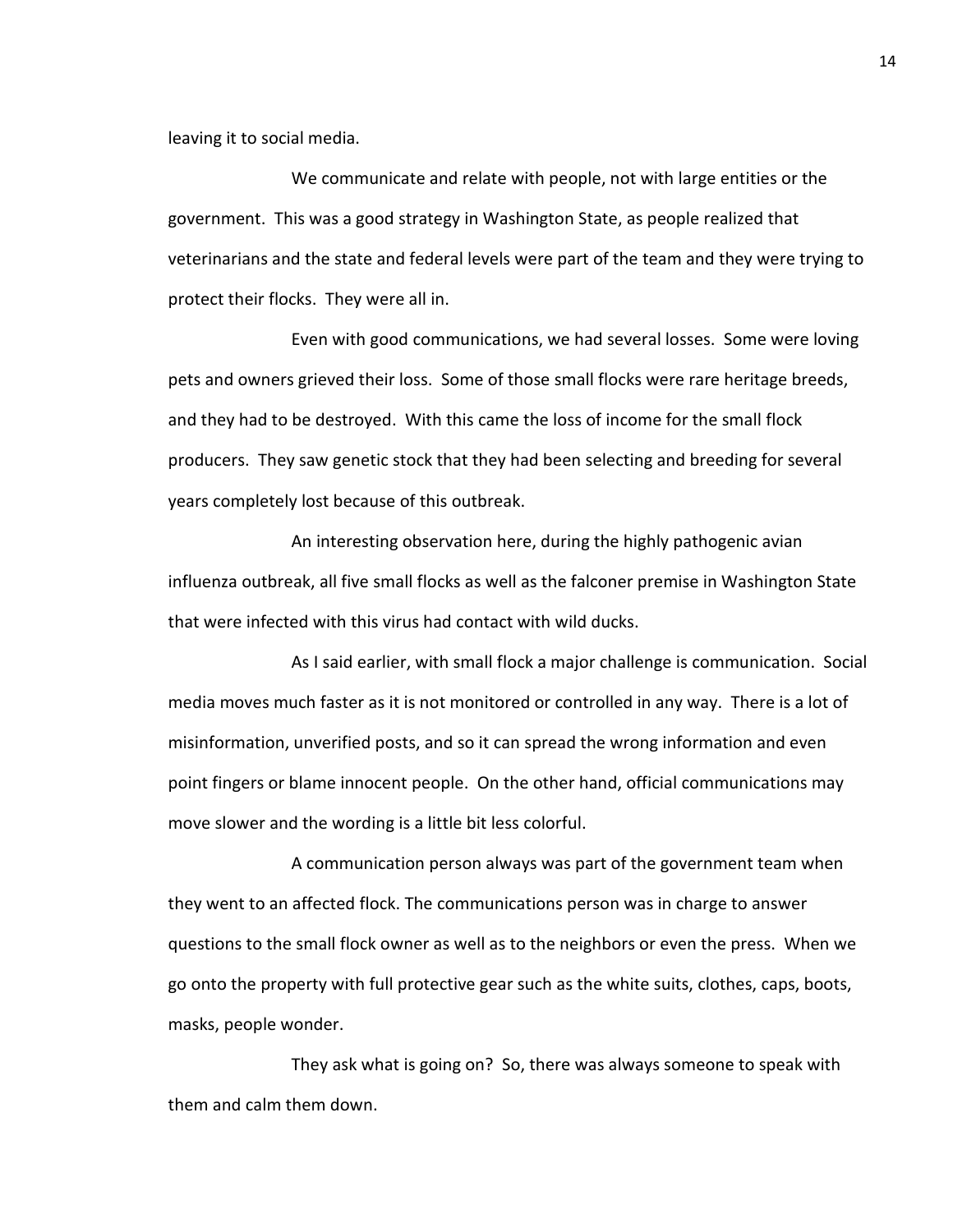leaving it to social media.

We communicate and relate with people, not with large entities or the government. This was a good strategy in Washington State, as people realized that veterinarians and the state and federal levels were part of the team and they were trying to protect their flocks. They were all in.

Even with good communications, we had several losses. Some were loving pets and owners grieved their loss. Some of those small flocks were rare heritage breeds, and they had to be destroyed. With this came the loss of income for the small flock producers. They saw genetic stock that they had been selecting and breeding for several years completely lost because of this outbreak.

An interesting observation here, during the highly pathogenic avian influenza outbreak, all five small flocks as well as the falconer premise in Washington State that were infected with this virus had contact with wild ducks.

As I said earlier, with small flock a major challenge is communication. Social media moves much faster as it is not monitored or controlled in any way. There is a lot of misinformation, unverified posts, and so it can spread the wrong information and even point fingers or blame innocent people. On the other hand, official communications may move slower and the wording is a little bit less colorful.

A communication person always was part of the government team when they went to an affected flock. The communications person was in charge to answer questions to the small flock owner as well as to the neighbors or even the press. When we go onto the property with full protective gear such as the white suits, clothes, caps, boots, masks, people wonder.

They ask what is going on? So, there was always someone to speak with them and calm them down.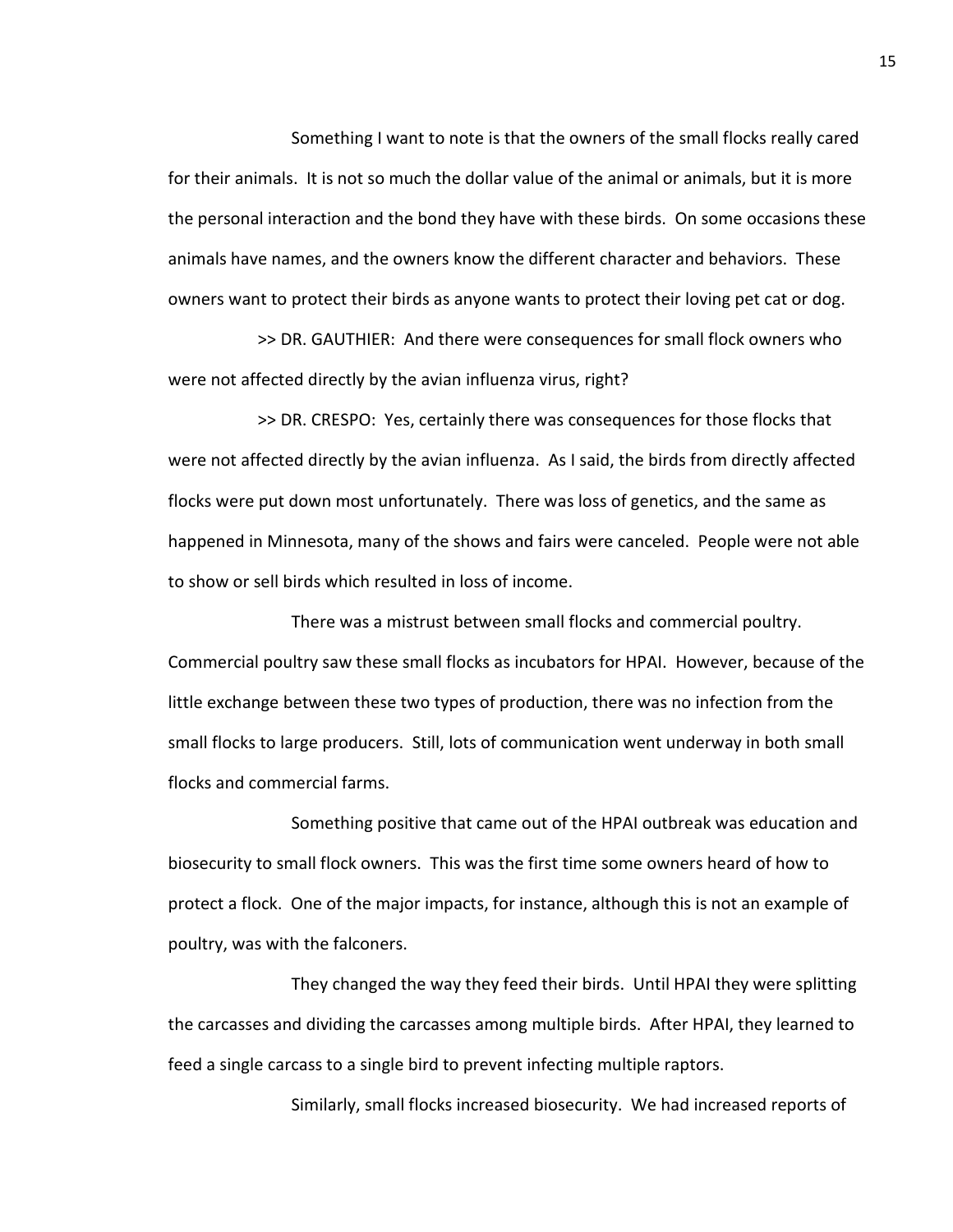Something I want to note is that the owners of the small flocks really cared for their animals. It is not so much the dollar value of the animal or animals, but it is more the personal interaction and the bond they have with these birds. On some occasions these animals have names, and the owners know the different character and behaviors. These owners want to protect their birds as anyone wants to protect their loving pet cat or dog.

>> DR. GAUTHIER: And there were consequences for small flock owners who were not affected directly by the avian influenza virus, right?

>> DR. CRESPO: Yes, certainly there was consequences for those flocks that were not affected directly by the avian influenza. As I said, the birds from directly affected flocks were put down most unfortunately. There was loss of genetics, and the same as happened in Minnesota, many of the shows and fairs were canceled. People were not able to show or sell birds which resulted in loss of income.

There was a mistrust between small flocks and commercial poultry. Commercial poultry saw these small flocks as incubators for HPAI. However, because of the little exchange between these two types of production, there was no infection from the small flocks to large producers. Still, lots of communication went underway in both small flocks and commercial farms.

Something positive that came out of the HPAI outbreak was education and biosecurity to small flock owners. This was the first time some owners heard of how to protect a flock. One of the major impacts, for instance, although this is not an example of poultry, was with the falconers.

They changed the way they feed their birds. Until HPAI they were splitting the carcasses and dividing the carcasses among multiple birds. After HPAI, they learned to feed a single carcass to a single bird to prevent infecting multiple raptors.

Similarly, small flocks increased biosecurity. We had increased reports of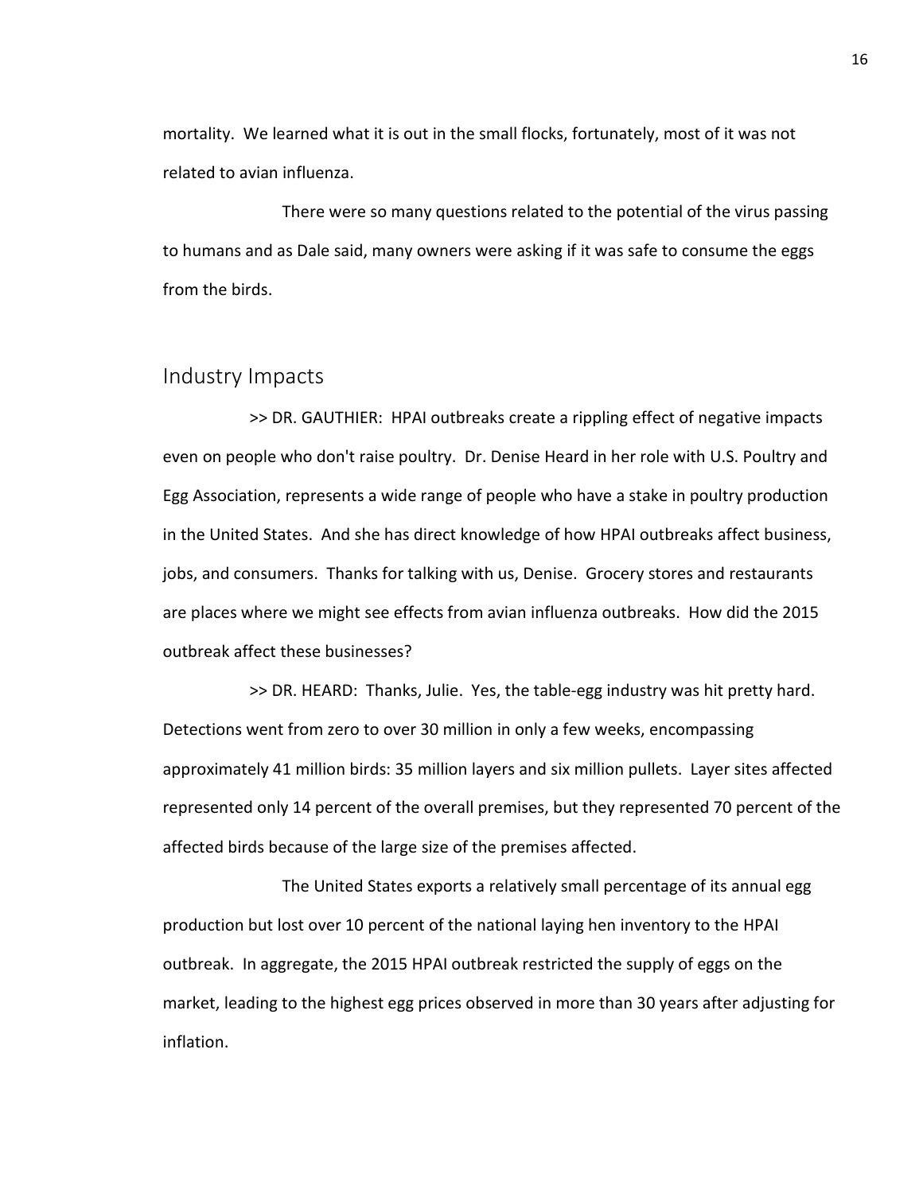mortality. We learned what it is out in the small flocks, fortunately, most of it was not related to avian influenza.

There were so many questions related to the potential of the virus passing to humans and as Dale said, many owners were asking if it was safe to consume the eggs from the birds.

## Industry Impacts

>> DR. GAUTHIER: HPAI outbreaks create a rippling effect of negative impacts even on people who don't raise poultry. Dr. Denise Heard in her role with U.S. Poultry and Egg Association, represents a wide range of people who have a stake in poultry production in the United States. And she has direct knowledge of how HPAI outbreaks affect business, jobs, and consumers. Thanks for talking with us, Denise. Grocery stores and restaurants are places where we might see effects from avian influenza outbreaks. How did the 2015 outbreak affect these businesses?

>> DR. HEARD: Thanks, Julie. Yes, the table-egg industry was hit pretty hard. Detections went from zero to over 30 million in only a few weeks, encompassing approximately 41 million birds: 35 million layers and six million pullets. Layer sites affected represented only 14 percent of the overall premises, but they represented 70 percent of the affected birds because of the large size of the premises affected.

The United States exports a relatively small percentage of its annual egg production but lost over 10 percent of the national laying hen inventory to the HPAI outbreak. In aggregate, the 2015 HPAI outbreak restricted the supply of eggs on the market, leading to the highest egg prices observed in more than 30 years after adjusting for inflation.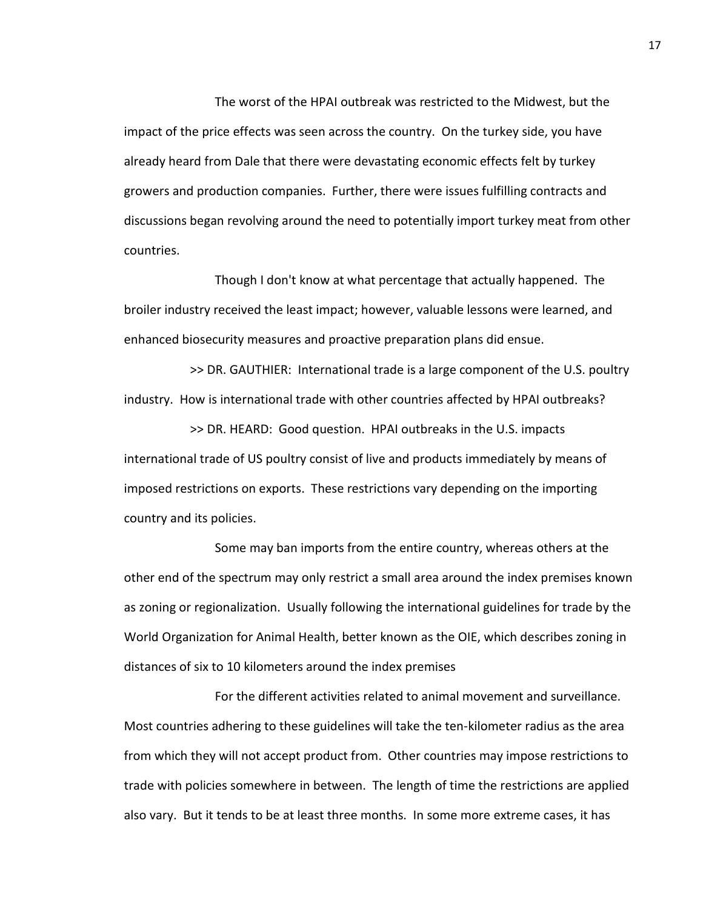The worst of the HPAI outbreak was restricted to the Midwest, but the impact of the price effects was seen across the country. On the turkey side, you have already heard from Dale that there were devastating economic effects felt by turkey growers and production companies. Further, there were issues fulfilling contracts and discussions began revolving around the need to potentially import turkey meat from other countries.

Though I don't know at what percentage that actually happened. The broiler industry received the least impact; however, valuable lessons were learned, and enhanced biosecurity measures and proactive preparation plans did ensue.

>> DR. GAUTHIER: International trade is a large component of the U.S. poultry industry. How is international trade with other countries affected by HPAI outbreaks?

>> DR. HEARD: Good question. HPAI outbreaks in the U.S. impacts international trade of US poultry consist of live and products immediately by means of imposed restrictions on exports. These restrictions vary depending on the importing country and its policies.

Some may ban imports from the entire country, whereas others at the other end of the spectrum may only restrict a small area around the index premises known as zoning or regionalization. Usually following the international guidelines for trade by the World Organization for Animal Health, better known as the OIE, which describes zoning in distances of six to 10 kilometers around the index premises

For the different activities related to animal movement and surveillance. Most countries adhering to these guidelines will take the ten-kilometer radius as the area from which they will not accept product from. Other countries may impose restrictions to trade with policies somewhere in between. The length of time the restrictions are applied also vary. But it tends to be at least three months. In some more extreme cases, it has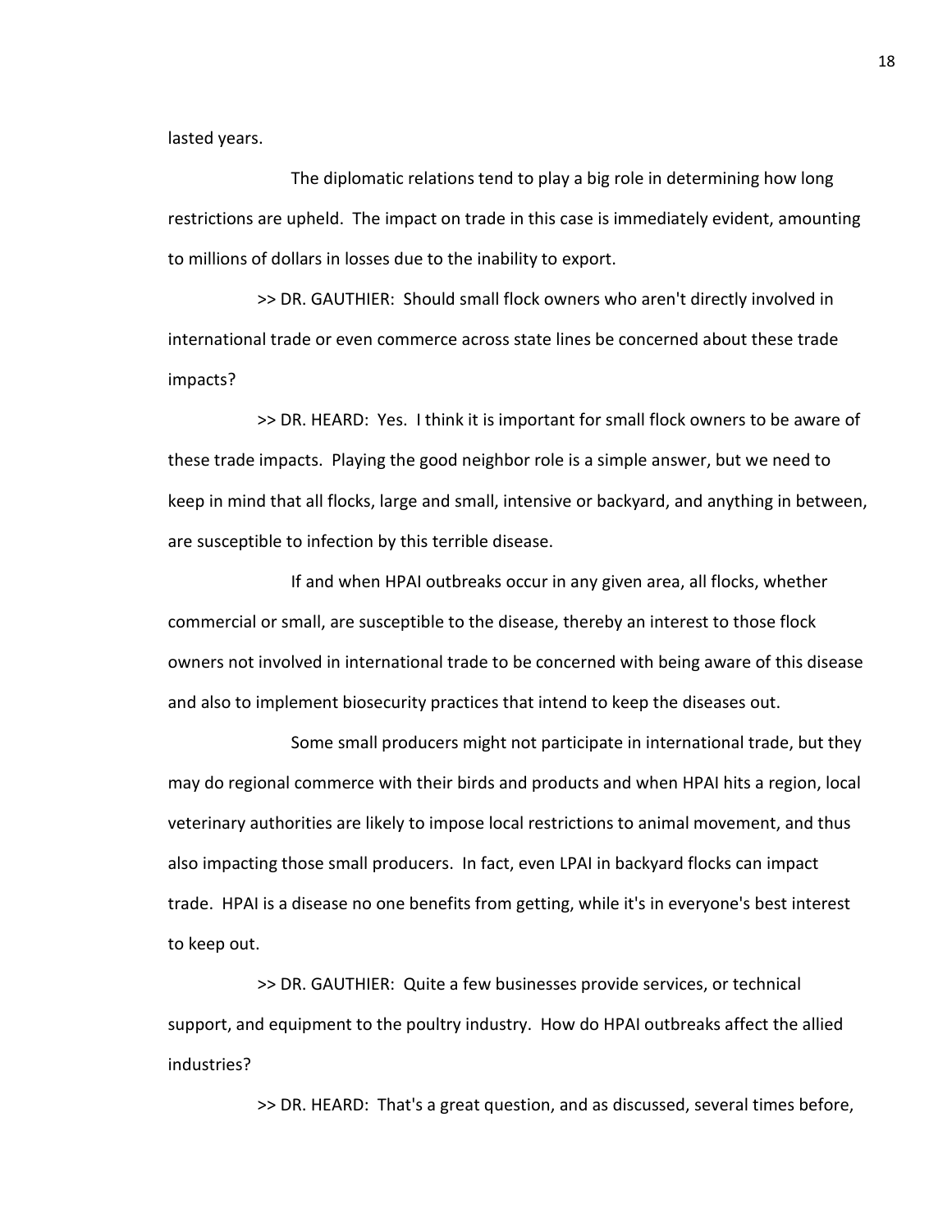lasted years.

The diplomatic relations tend to play a big role in determining how long restrictions are upheld. The impact on trade in this case is immediately evident, amounting to millions of dollars in losses due to the inability to export.

>> DR. GAUTHIER: Should small flock owners who aren't directly involved in international trade or even commerce across state lines be concerned about these trade impacts?

>> DR. HEARD: Yes. I think it is important for small flock owners to be aware of these trade impacts. Playing the good neighbor role is a simple answer, but we need to keep in mind that all flocks, large and small, intensive or backyard, and anything in between, are susceptible to infection by this terrible disease.

If and when HPAI outbreaks occur in any given area, all flocks, whether commercial or small, are susceptible to the disease, thereby an interest to those flock owners not involved in international trade to be concerned with being aware of this disease and also to implement biosecurity practices that intend to keep the diseases out.

Some small producers might not participate in international trade, but they may do regional commerce with their birds and products and when HPAI hits a region, local veterinary authorities are likely to impose local restrictions to animal movement, and thus also impacting those small producers. In fact, even LPAI in backyard flocks can impact trade. HPAI is a disease no one benefits from getting, while it's in everyone's best interest to keep out.

>> DR. GAUTHIER: Quite a few businesses provide services, or technical support, and equipment to the poultry industry. How do HPAI outbreaks affect the allied industries?

>> DR. HEARD: That's a great question, and as discussed, several times before,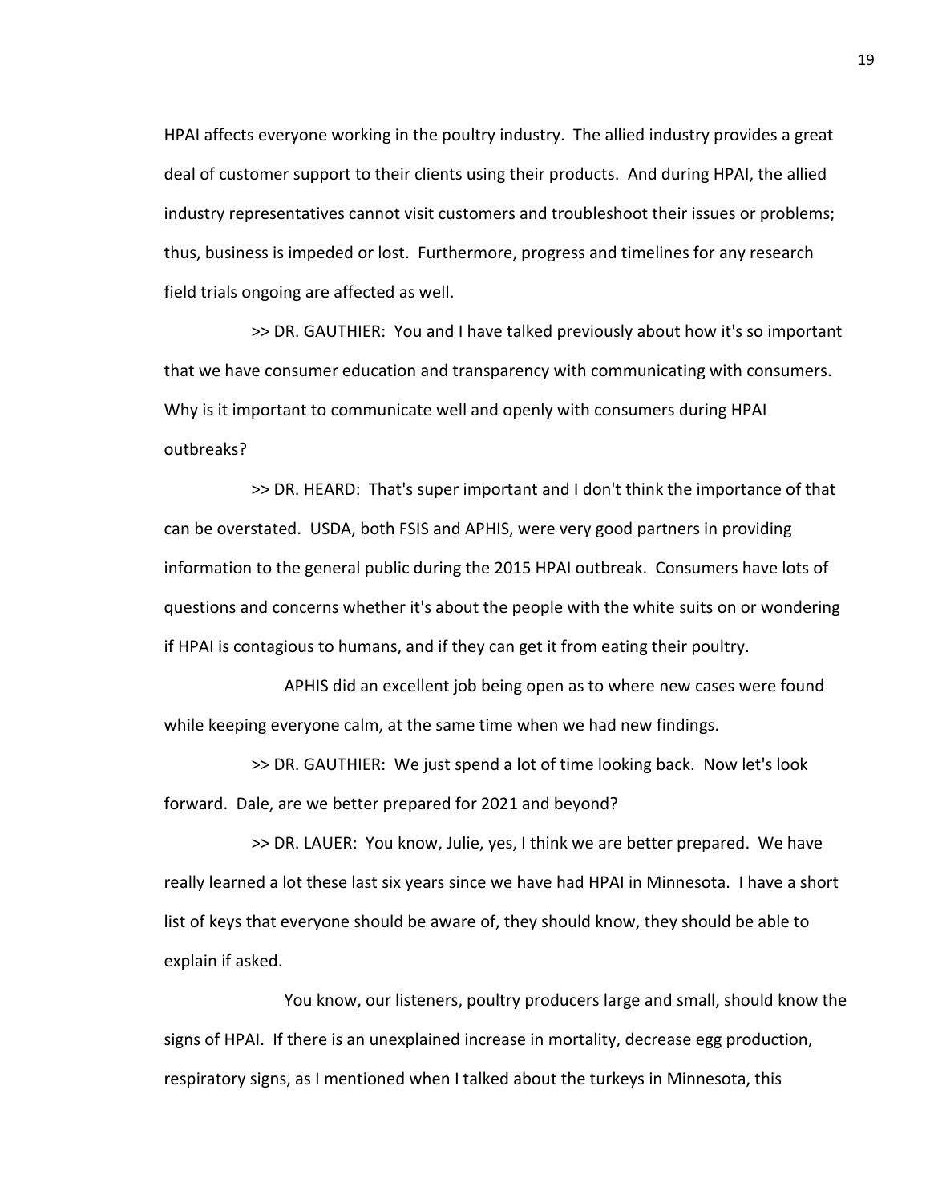HPAI affects everyone working in the poultry industry. The allied industry provides a great deal of customer support to their clients using their products. And during HPAI, the allied industry representatives cannot visit customers and troubleshoot their issues or problems; thus, business is impeded or lost. Furthermore, progress and timelines for any research field trials ongoing are affected as well.

>> DR. GAUTHIER: You and I have talked previously about how it's so important that we have consumer education and transparency with communicating with consumers. Why is it important to communicate well and openly with consumers during HPAI outbreaks?

>> DR. HEARD: That's super important and I don't think the importance of that can be overstated. USDA, both FSIS and APHIS, were very good partners in providing information to the general public during the 2015 HPAI outbreak. Consumers have lots of questions and concerns whether it's about the people with the white suits on or wondering if HPAI is contagious to humans, and if they can get it from eating their poultry.

APHIS did an excellent job being open as to where new cases were found while keeping everyone calm, at the same time when we had new findings.

>> DR. GAUTHIER: We just spend a lot of time looking back. Now let's look forward. Dale, are we better prepared for 2021 and beyond?

>> DR. LAUER: You know, Julie, yes, I think we are better prepared. We have really learned a lot these last six years since we have had HPAI in Minnesota. I have a short list of keys that everyone should be aware of, they should know, they should be able to explain if asked.

You know, our listeners, poultry producers large and small, should know the signs of HPAI. If there is an unexplained increase in mortality, decrease egg production, respiratory signs, as I mentioned when I talked about the turkeys in Minnesota, this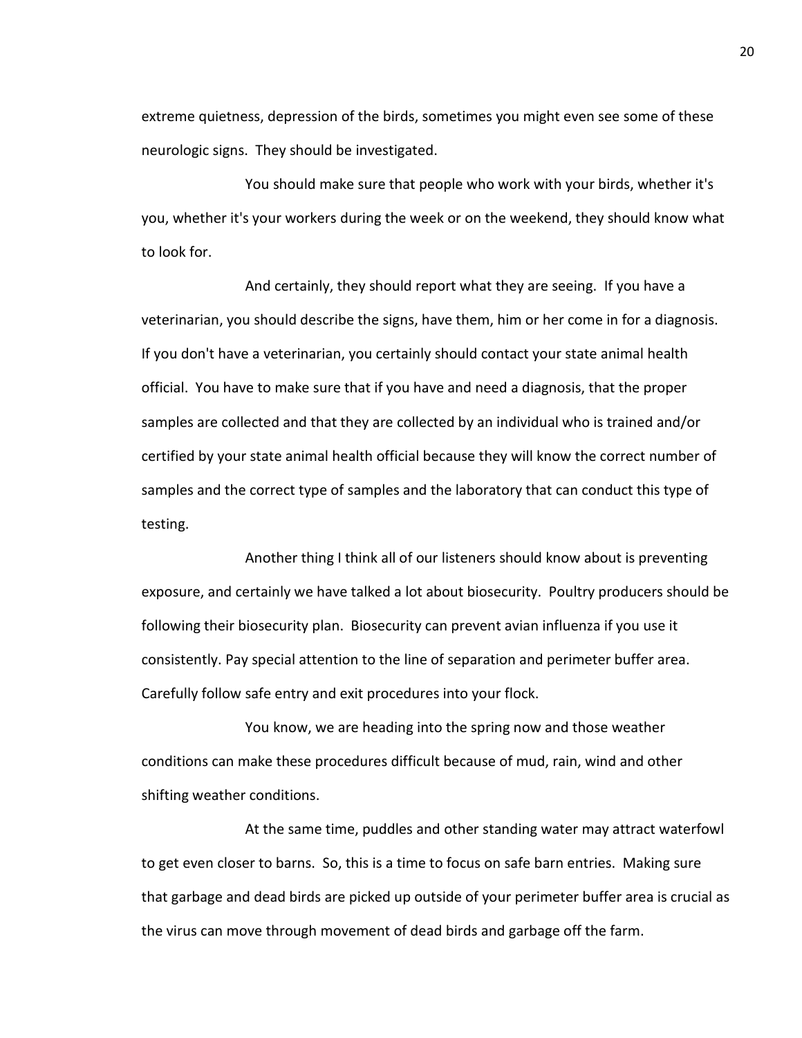extreme quietness, depression of the birds, sometimes you might even see some of these neurologic signs. They should be investigated.

You should make sure that people who work with your birds, whether it's you, whether it's your workers during the week or on the weekend, they should know what to look for.

And certainly, they should report what they are seeing. If you have a veterinarian, you should describe the signs, have them, him or her come in for a diagnosis. If you don't have a veterinarian, you certainly should contact your state animal health official. You have to make sure that if you have and need a diagnosis, that the proper samples are collected and that they are collected by an individual who is trained and/or certified by your state animal health official because they will know the correct number of samples and the correct type of samples and the laboratory that can conduct this type of testing.

Another thing I think all of our listeners should know about is preventing exposure, and certainly we have talked a lot about biosecurity. Poultry producers should be following their biosecurity plan. Biosecurity can prevent avian influenza if you use it consistently. Pay special attention to the line of separation and perimeter buffer area. Carefully follow safe entry and exit procedures into your flock.

You know, we are heading into the spring now and those weather conditions can make these procedures difficult because of mud, rain, wind and other shifting weather conditions.

At the same time, puddles and other standing water may attract waterfowl to get even closer to barns. So, this is a time to focus on safe barn entries. Making sure that garbage and dead birds are picked up outside of your perimeter buffer area is crucial as the virus can move through movement of dead birds and garbage off the farm.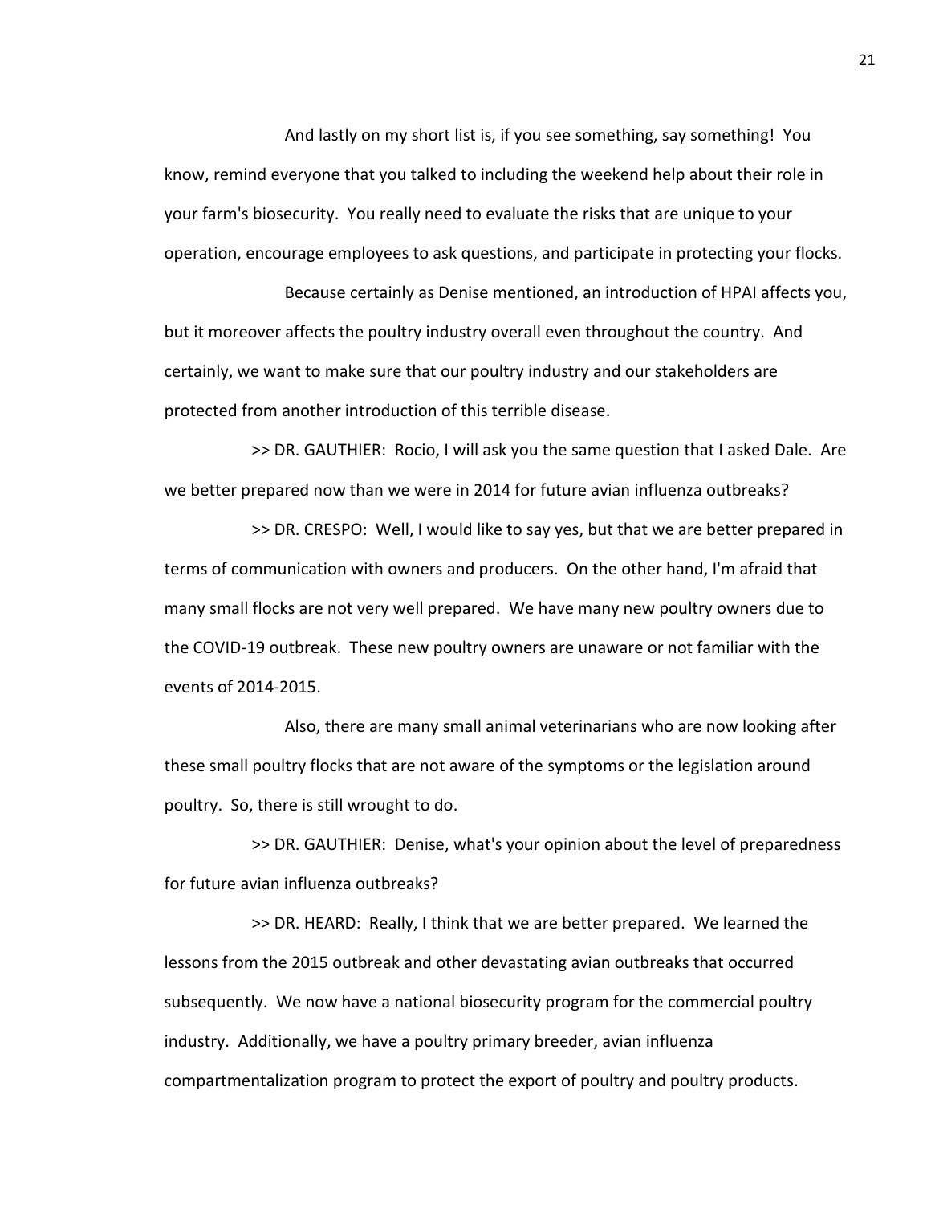And lastly on my short list is, if you see something, say something! You know, remind everyone that you talked to including the weekend help about their role in your farm's biosecurity. You really need to evaluate the risks that are unique to your operation, encourage employees to ask questions, and participate in protecting your flocks.

Because certainly as Denise mentioned, an introduction of HPAI affects you, but it moreover affects the poultry industry overall even throughout the country. And certainly, we want to make sure that our poultry industry and our stakeholders are protected from another introduction of this terrible disease.

>> DR. GAUTHIER: Rocio, I will ask you the same question that I asked Dale. Are we better prepared now than we were in 2014 for future avian influenza outbreaks?

>> DR. CRESPO: Well, I would like to say yes, but that we are better prepared in terms of communication with owners and producers. On the other hand, I'm afraid that many small flocks are not very well prepared. We have many new poultry owners due to the COVID-19 outbreak. These new poultry owners are unaware or not familiar with the events of 2014-2015.

Also, there are many small animal veterinarians who are now looking after these small poultry flocks that are not aware of the symptoms or the legislation around poultry. So, there is still wrought to do.

>> DR. GAUTHIER: Denise, what's your opinion about the level of preparedness for future avian influenza outbreaks?

>> DR. HEARD: Really, I think that we are better prepared. We learned the lessons from the 2015 outbreak and other devastating avian outbreaks that occurred subsequently. We now have a national biosecurity program for the commercial poultry industry. Additionally, we have a poultry primary breeder, avian influenza compartmentalization program to protect the export of poultry and poultry products.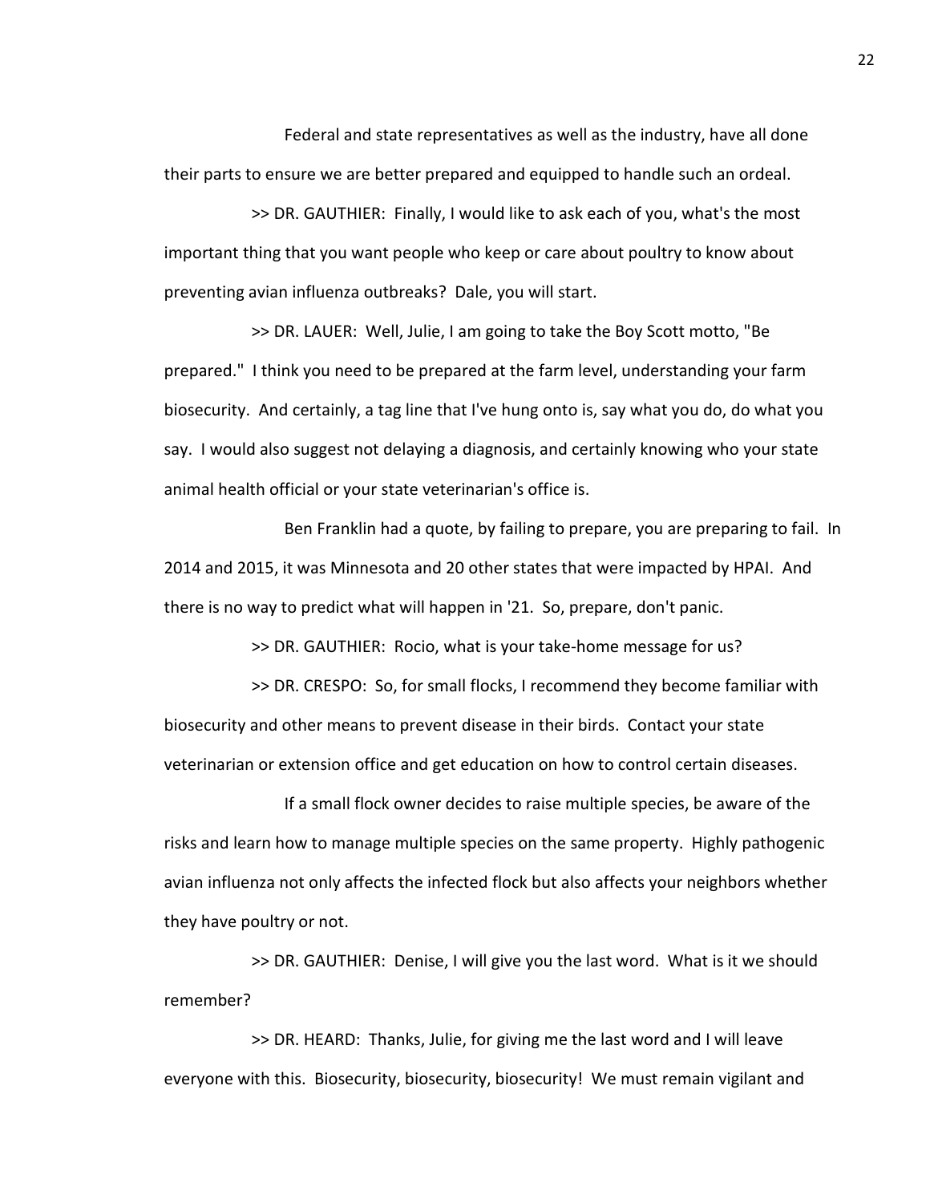Federal and state representatives as well as the industry, have all done their parts to ensure we are better prepared and equipped to handle such an ordeal.

>> DR. GAUTHIER: Finally, I would like to ask each of you, what's the most important thing that you want people who keep or care about poultry to know about preventing avian influenza outbreaks? Dale, you will start.

>> DR. LAUER: Well, Julie, I am going to take the Boy Scott motto, "Be prepared." I think you need to be prepared at the farm level, understanding your farm biosecurity. And certainly, a tag line that I've hung onto is, say what you do, do what you say. I would also suggest not delaying a diagnosis, and certainly knowing who your state animal health official or your state veterinarian's office is.

Ben Franklin had a quote, by failing to prepare, you are preparing to fail. In 2014 and 2015, it was Minnesota and 20 other states that were impacted by HPAI. And there is no way to predict what will happen in '21. So, prepare, don't panic.

>> DR. GAUTHIER: Rocio, what is your take-home message for us?

>> DR. CRESPO: So, for small flocks, I recommend they become familiar with biosecurity and other means to prevent disease in their birds. Contact your state veterinarian or extension office and get education on how to control certain diseases.

If a small flock owner decides to raise multiple species, be aware of the risks and learn how to manage multiple species on the same property. Highly pathogenic avian influenza not only affects the infected flock but also affects your neighbors whether they have poultry or not.

>> DR. GAUTHIER: Denise, I will give you the last word. What is it we should remember?

>> DR. HEARD: Thanks, Julie, for giving me the last word and I will leave everyone with this. Biosecurity, biosecurity, biosecurity! We must remain vigilant and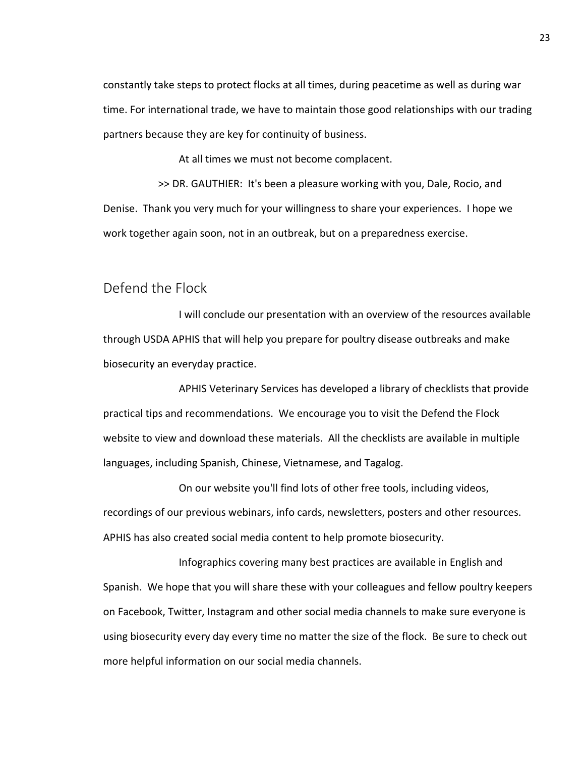constantly take steps to protect flocks at all times, during peacetime as well as during war time. For international trade, we have to maintain those good relationships with our trading partners because they are key for continuity of business.

At all times we must not become complacent.

>> DR. GAUTHIER: It's been a pleasure working with you, Dale, Rocio, and Denise. Thank you very much for your willingness to share your experiences. I hope we work together again soon, not in an outbreak, but on a preparedness exercise.

## Defend the Flock

I will conclude our presentation with an overview of the resources available through USDA APHIS that will help you prepare for poultry disease outbreaks and make biosecurity an everyday practice.

APHIS Veterinary Services has developed a library of checklists that provide practical tips and recommendations. We encourage you to visit the Defend the Flock website to view and download these materials. All the checklists are available in multiple languages, including Spanish, Chinese, Vietnamese, and Tagalog.

On our website you'll find lots of other free tools, including videos, recordings of our previous webinars, info cards, newsletters, posters and other resources. APHIS has also created social media content to help promote biosecurity.

Infographics covering many best practices are available in English and Spanish. We hope that you will share these with your colleagues and fellow poultry keepers on Facebook, Twitter, Instagram and other social media channels to make sure everyone is using biosecurity every day every time no matter the size of the flock. Be sure to check out more helpful information on our social media channels.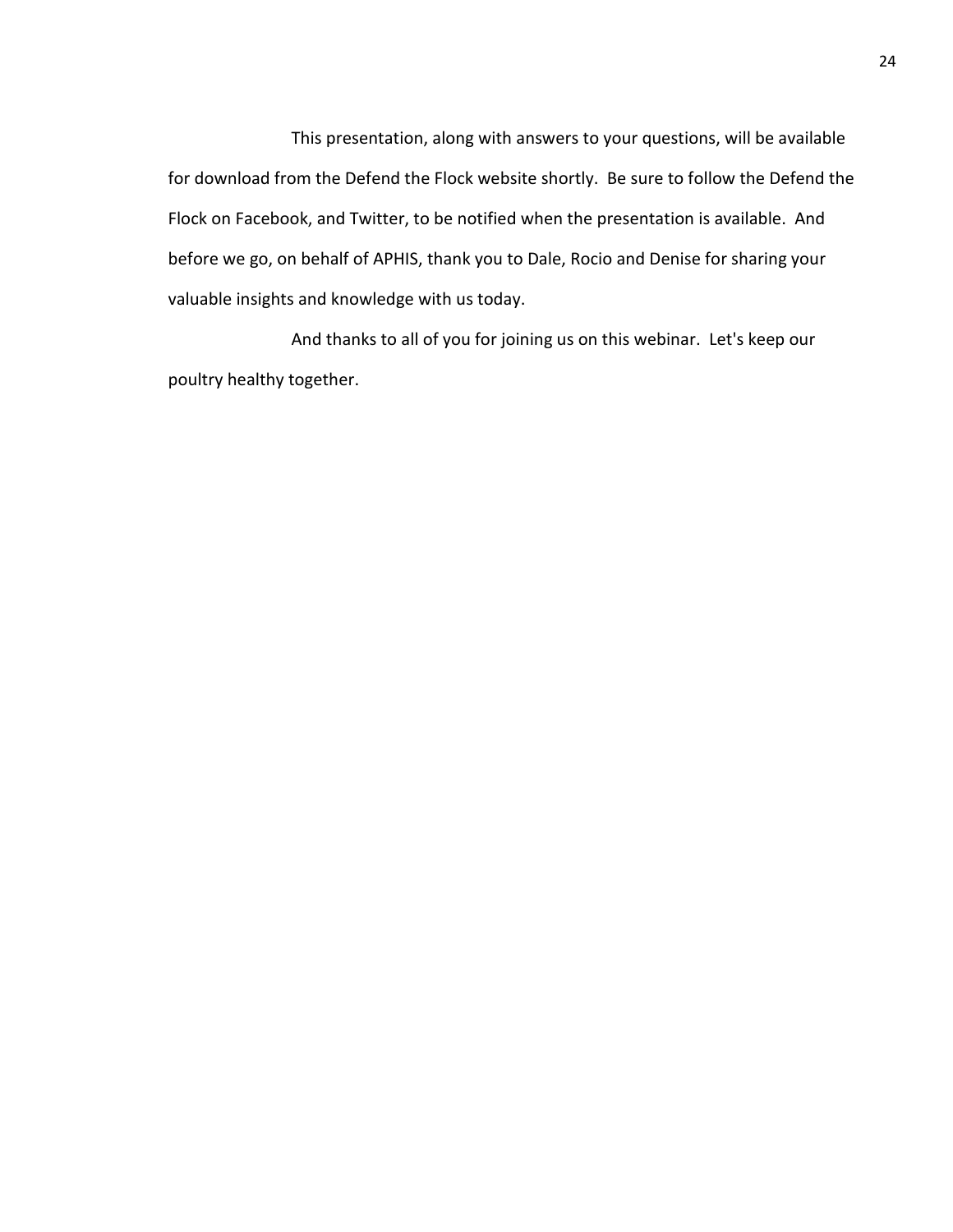This presentation, along with answers to your questions, will be available for download from the Defend the Flock website shortly. Be sure to follow the Defend the Flock on Facebook, and Twitter, to be notified when the presentation is available. And before we go, on behalf of APHIS, thank you to Dale, Rocio and Denise for sharing your valuable insights and knowledge with us today.

And thanks to all of you for joining us on this webinar. Let's keep our poultry healthy together.